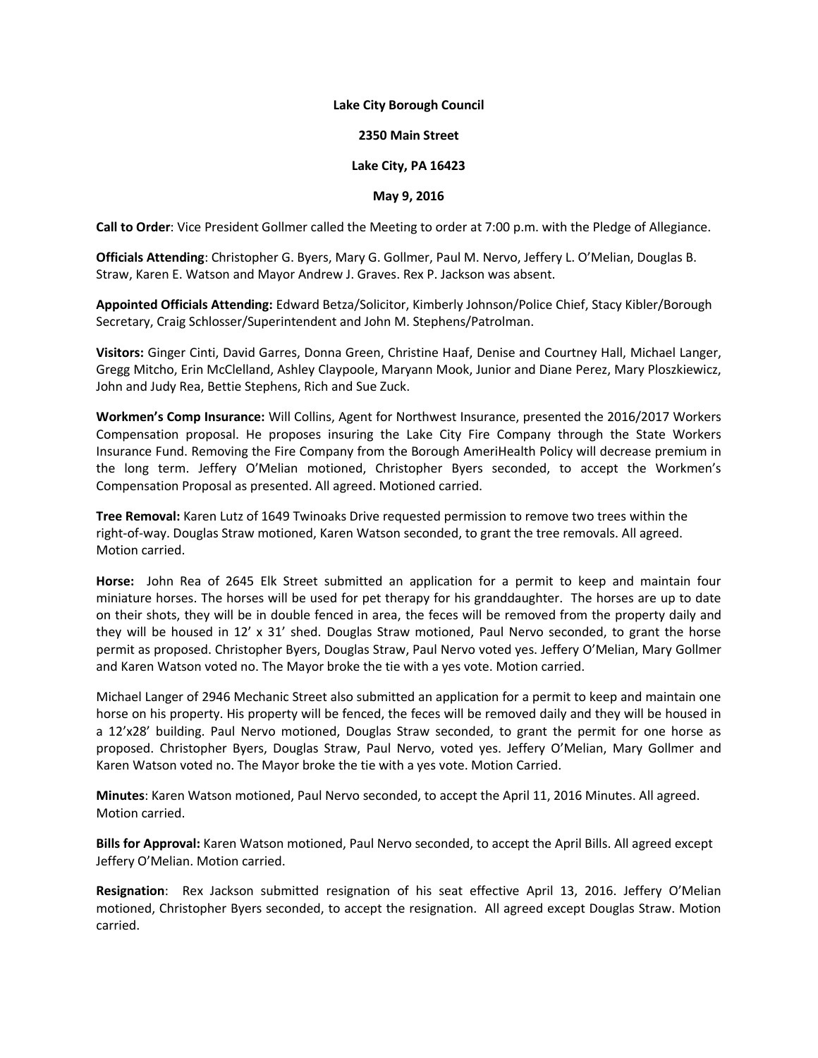**Lake City Borough Council**

**2350 Main Street**

**Lake City, PA 16423**

**May 9, 2016**

**Call to Order**: Vice President Gollmer called the Meeting to order at 7:00 p.m. with the Pledge of Allegiance.

**Officials Attending**: Christopher G. Byers, Mary G. Gollmer, Paul M. Nervo, Jeffery L. O'Melian, Douglas B. Straw, Karen E. Watson and Mayor Andrew J. Graves. Rex P. Jackson was absent.

**Appointed Officials Attending:** Edward Betza/Solicitor, Kimberly Johnson/Police Chief, Stacy Kibler/Borough Secretary, Craig Schlosser/Superintendent and John M. Stephens/Patrolman.

**Visitors:** Ginger Cinti, David Garres, Donna Green, Christine Haaf, Denise and Courtney Hall, Michael Langer, Gregg Mitcho, Erin McClelland, Ashley Claypoole, Maryann Mook, Junior and Diane Perez, Mary Ploszkiewicz, John and Judy Rea, Bettie Stephens, Rich and Sue Zuck.

**Workmen's Comp Insurance:** Will Collins, Agent for Northwest Insurance, presented the 2016/2017 Workers Compensation proposal. He proposes insuring the Lake City Fire Company through the State Workers Insurance Fund. Removing the Fire Company from the Borough AmeriHealth Policy will decrease premium in the long term. Jeffery O'Melian motioned, Christopher Byers seconded, to accept the Workmen's Compensation Proposal as presented. All agreed. Motioned carried.

**Tree Removal:** Karen Lutz of 1649 Twinoaks Drive requested permission to remove two trees within the right-of-way. Douglas Straw motioned, Karen Watson seconded, to grant the tree removals. All agreed. Motion carried.

**Horse:** John Rea of 2645 Elk Street submitted an application for a permit to keep and maintain four miniature horses. The horses will be used for pet therapy for his granddaughter. The horses are up to date on their shots, they will be in double fenced in area, the feces will be removed from the property daily and they will be housed in 12' x 31' shed. Douglas Straw motioned, Paul Nervo seconded, to grant the horse permit as proposed. Christopher Byers, Douglas Straw, Paul Nervo voted yes. Jeffery O'Melian, Mary Gollmer and Karen Watson voted no. The Mayor broke the tie with a yes vote. Motion carried.

Michael Langer of 2946 Mechanic Street also submitted an application for a permit to keep and maintain one horse on his property. His property will be fenced, the feces will be removed daily and they will be housed in a 12'x28' building. Paul Nervo motioned, Douglas Straw seconded, to grant the permit for one horse as proposed. Christopher Byers, Douglas Straw, Paul Nervo, voted yes. Jeffery O'Melian, Mary Gollmer and Karen Watson voted no. The Mayor broke the tie with a yes vote. Motion Carried.

**Minutes**: Karen Watson motioned, Paul Nervo seconded, to accept the April 11, 2016 Minutes. All agreed. Motion carried.

**Bills for Approval:** Karen Watson motioned, Paul Nervo seconded, to accept the April Bills. All agreed except Jeffery O'Melian. Motion carried.

**Resignation**: Rex Jackson submitted resignation of his seat effective April 13, 2016. Jeffery O'Melian motioned, Christopher Byers seconded, to accept the resignation. All agreed except Douglas Straw. Motion carried.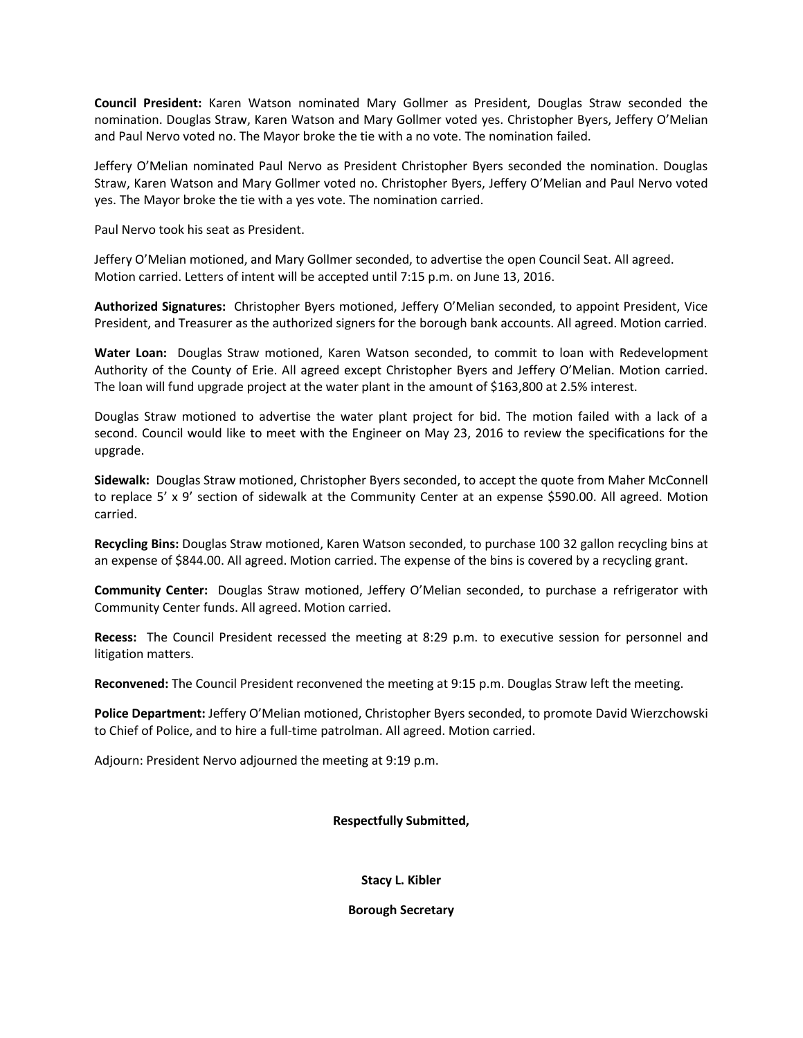**Council President:** Karen Watson nominated Mary Gollmer as President, Douglas Straw seconded the nomination. Douglas Straw, Karen Watson and Mary Gollmer voted yes. Christopher Byers, Jeffery O'Melian and Paul Nervo voted no. The Mayor broke the tie with a no vote. The nomination failed.

Jeffery O'Melian nominated Paul Nervo as President Christopher Byers seconded the nomination. Douglas Straw, Karen Watson and Mary Gollmer voted no. Christopher Byers, Jeffery O'Melian and Paul Nervo voted yes. The Mayor broke the tie with a yes vote. The nomination carried.

Paul Nervo took his seat as President.

Jeffery O'Melian motioned, and Mary Gollmer seconded, to advertise the open Council Seat. All agreed. Motion carried. Letters of intent will be accepted until 7:15 p.m. on June 13, 2016.

**Authorized Signatures:** Christopher Byers motioned, Jeffery O'Melian seconded, to appoint President, Vice President, and Treasurer as the authorized signers for the borough bank accounts. All agreed. Motion carried.

**Water Loan:** Douglas Straw motioned, Karen Watson seconded, to commit to loan with Redevelopment Authority of the County of Erie. All agreed except Christopher Byers and Jeffery O'Melian. Motion carried. The loan will fund upgrade project at the water plant in the amount of $163,800 at 2.5% interest.

Douglas Straw motioned to advertise the water plant project for bid. The motion failed with a lack of a second. Council would like to meet with the Engineer on May 23, 2016 to review the specifications for the upgrade.

**Sidewalk:** Douglas Straw motioned, Christopher Byers seconded, to accept the quote from Maher McConnell to replace 5' x 9' section of sidewalk at the Community Center at an expense $590.00. All agreed. Motion carried.

**Recycling Bins:** Douglas Straw motioned, Karen Watson seconded, to purchase 100 32 gallon recycling bins at an expense of $844.00. All agreed. Motion carried. The expense of the bins is covered by a recycling grant.

**Community Center:** Douglas Straw motioned, Jeffery O'Melian seconded, to purchase a refrigerator with Community Center funds. All agreed. Motion carried.

**Recess:** The Council President recessed the meeting at 8:29 p.m. to executive session for personnel and litigation matters.

**Reconvened:** The Council President reconvened the meeting at 9:15 p.m. Douglas Straw left the meeting.

**Police Department:** Jeffery O'Melian motioned, Christopher Byers seconded, to promote David Wierzchowski to Chief of Police, and to hire a full-time patrolman. All agreed. Motion carried.

Adjourn: President Nervo adjourned the meeting at 9:19 p.m.

**Respectfully Submitted,**

**Stacy L. Kibler**

**Borough Secretary**